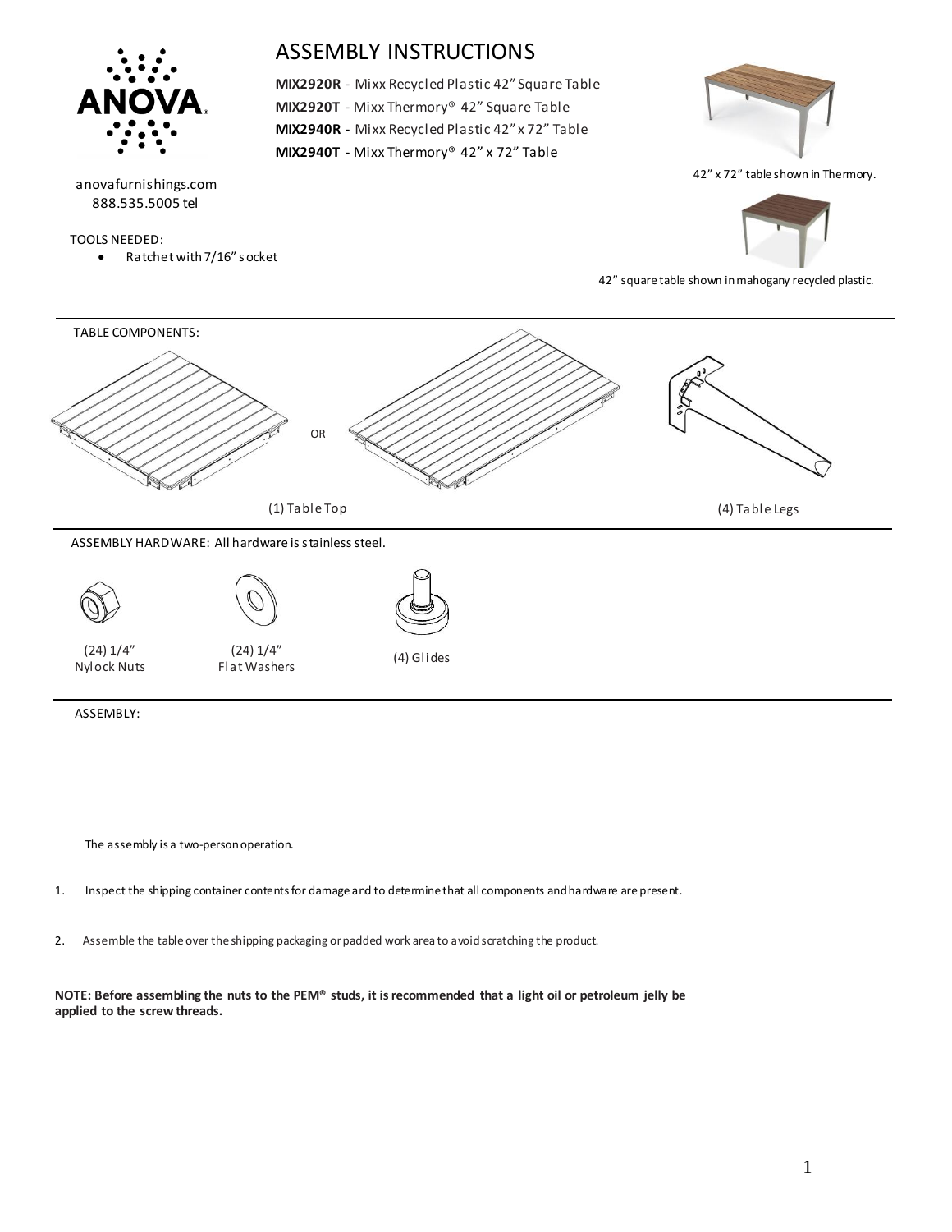# ASSEMBLY INSTRUCTIONS

**MIX2920R** - Mixx Recycled Plastic 42" Square Table
**MIX2920T** - Mixx Thermory® 42" Square Table
**MIX2940R** - Mixx Recycled Plastic 42" x 72" Table
**MIX2940T** - Mixx Thermory® 42" x 72" Table

42" x 72" table shown in Thermory.

42" square table shown in mahogany recycled plastic.

anovafurnishings.com
888.535.5005 tel

TOOLS NEEDED:

- Ratchet with 7/16" socket

## TABLE COMPONENTS:

(1) Table Top OR (4) Table Legs

## ASSEMBLY HARDWARE: All hardware is stainless steel.

- (24) 1/4" Nylock Nuts
- (24) 1/4" Flat Washers
- (4) Glides

## ASSEMBLY:

The assembly is a two-person operation.

1. Inspect the shipping container contents for damage and to determine that all components and hardware are present.
2. Assemble the table over the shipping packaging or padded work area to avoid scratching the product.

**NOTE: Before assembling the nuts to the PEM® studs, it is recommended that a light oil or petroleum jelly be applied to the screw threads.**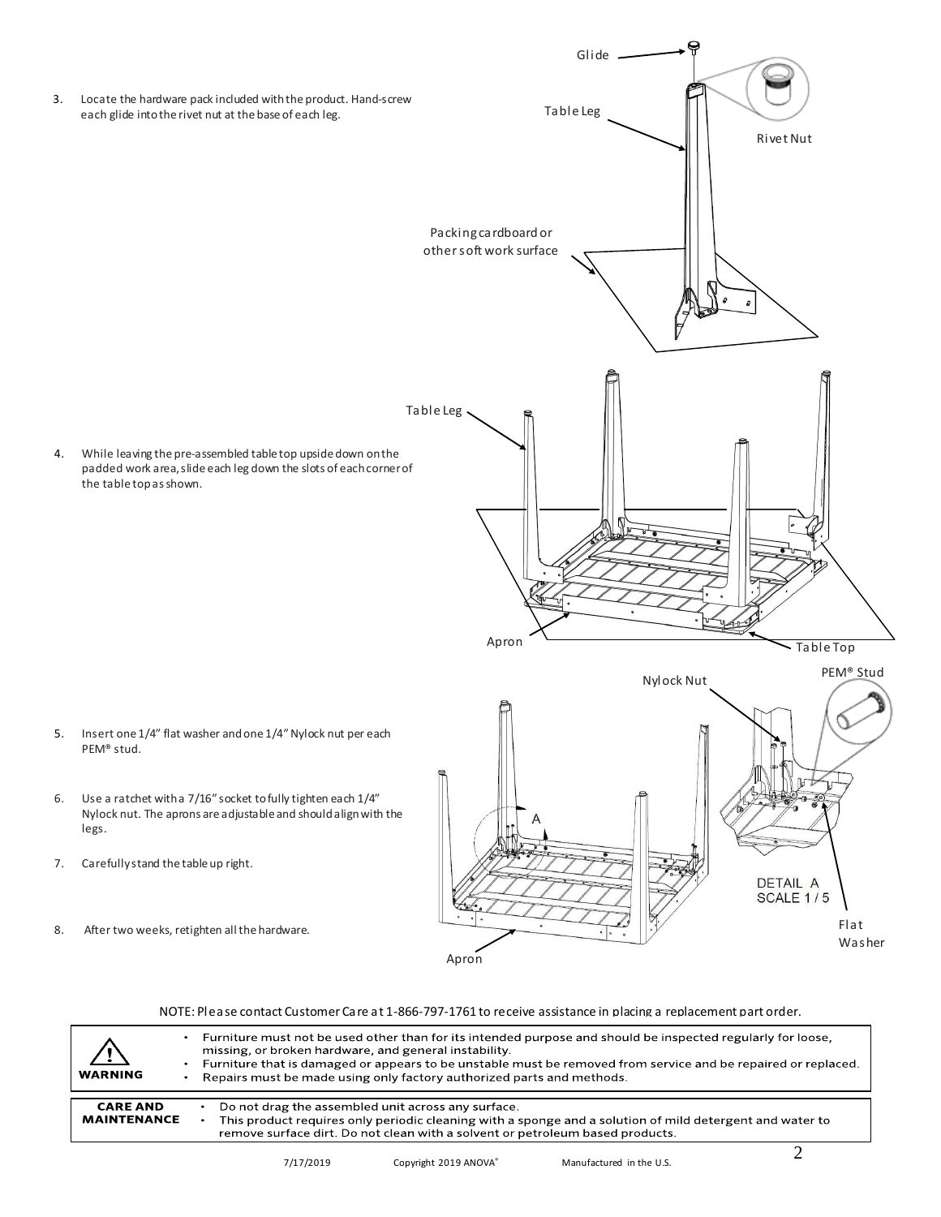3. Locate the hardware pack included with the product. Hand-screw each glide into the rivet nut at the base of each leg.

Glide

Table Leg

Rivet Nut

Packing cardboard or other soft work surface

4. While leaving the pre-assembled table top upside down on the padded work area, slide each leg down the slots of each corner of the table top as shown.

Table Leg

Apron

Table Top

5. Insert one 1/4" flat washer and one 1/4" Nylock nut per each PEM® stud.

6. Use a ratchet with a 7/16" socket to fully tighten each 1/4" Nylock nut. The aprons are adjustable and should align with the legs.

7. Carefully stand the table up right.

8. After two weeks, retighten all the hardware.

Nylock Nut

PEM® Stud

A

DETAIL A
SCALE 1 / 5

Flat Washer

Apron

NOTE: Please contact Customer Care at 1-866-797-1761 to receive assistance in placing a replacement part order.

| | |
|---|---|
| **WARNING** | • Furniture must not be used other than for its intended purpose and should be inspected regularly for loose, missing, or broken hardware, and general instability.<br>• Furniture that is damaged or appears to be unstable must be removed from service and be repaired or replaced.<br>• Repairs must be made using only factory authorized parts and methods. |
| **CARE AND MAINTENANCE** | • Do not drag the assembled unit across any surface.<br>• This product requires only periodic cleaning with a sponge and a solution of mild detergent and water to remove surface dirt. Do not clean with a solvent or petroleum based products. |

7/17/2019 Copyright 2019 ANOVA® Manufactured in the U.S.